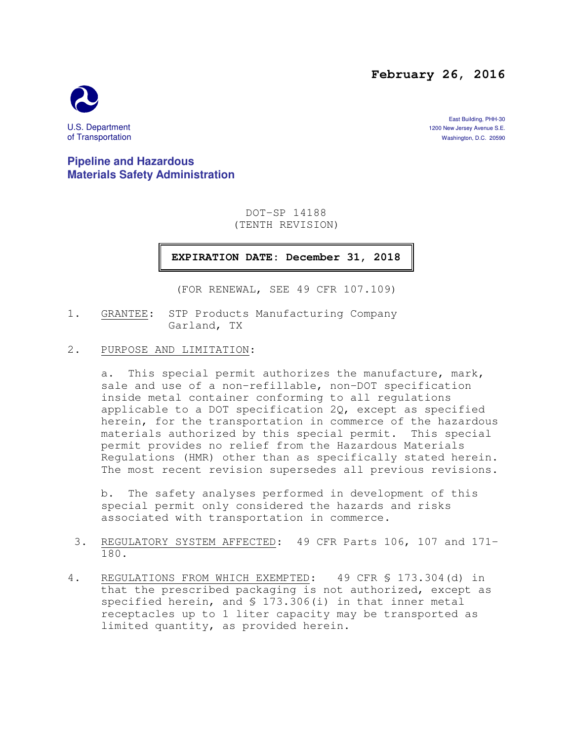**February 26, 2016**

U.S. Department of Transportation

East Building, PHH-30
1200 New Jersey Avenue S.E.
Washington, D.C. 20590

**Pipeline and Hazardous Materials Safety Administration**

DOT-SP 14188
(TENTH REVISION)

**EXPIRATION DATE: December 31, 2018**

(FOR RENEWAL, SEE 49 CFR 107.109)

1. GRANTEE: STP Products Manufacturing Company
   Garland, TX

2. PURPOSE AND LIMITATION:

   a. This special permit authorizes the manufacture, mark, sale and use of a non-refillable, non-DOT specification inside metal container conforming to all regulations applicable to a DOT specification 2Q, except as specified herein, for the transportation in commerce of the hazardous materials authorized by this special permit. This special permit provides no relief from the Hazardous Materials Regulations (HMR) other than as specifically stated herein. The most recent revision supersedes all previous revisions.

   b. The safety analyses performed in development of this special permit only considered the hazards and risks associated with transportation in commerce.

3. REGULATORY SYSTEM AFFECTED: 49 CFR Parts 106, 107 and 171-180.

4. REGULATIONS FROM WHICH EXEMPTED: 49 CFR § 173.304(d) in that the prescribed packaging is not authorized, except as specified herein, and § 173.306(i) in that inner metal receptacles up to 1 liter capacity may be transported as limited quantity, as provided herein.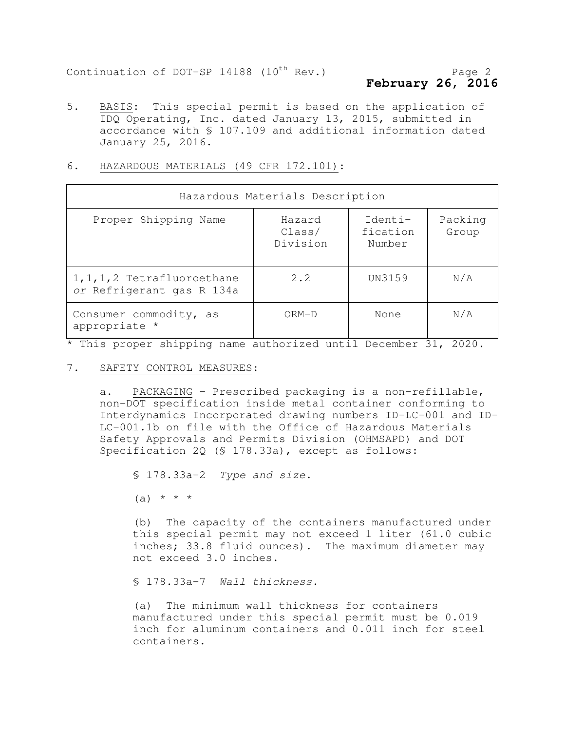Continuation of DOT-SP 14188 (10th Rev.)

**February 26, 2016**

5. BASIS: This special permit is based on the application of IDQ Operating, Inc. dated January 13, 2015, submitted in accordance with § 107.109 and additional information dated January 25, 2016.

6. HAZARDOUS MATERIALS (49 CFR 172.101):

| Hazardous Materials Description | | | |
|---|---|---|---|
| Proper Shipping Name | Hazard Class/ Division | Identi-fication Number | Packing Group |
| 1,1,1,2 Tetrafluoroethane *or* Refrigerant gas R 134a | 2.2 | UN3159 | N/A |
| Consumer commodity, as appropriate * | ORM-D | None | N/A |

\* This proper shipping name authorized until December 31, 2020.

7. SAFETY CONTROL MEASURES:

a. PACKAGING - Prescribed packaging is a non-refillable, non-DOT specification inside metal container conforming to Interdynamics Incorporated drawing numbers ID-LC-001 and ID-LC-001.1b on file with the Office of Hazardous Materials Safety Approvals and Permits Division (OHMSAPD) and DOT Specification 2Q (§ 178.33a), except as follows:

§ 178.33a-2 *Type and size*.

(a) * * *

(b) The capacity of the containers manufactured under this special permit may not exceed 1 liter (61.0 cubic inches; 33.8 fluid ounces). The maximum diameter may not exceed 3.0 inches.

§ 178.33a-7 *Wall thickness*.

(a) The minimum wall thickness for containers manufactured under this special permit must be 0.019 inch for aluminum containers and 0.011 inch for steel containers.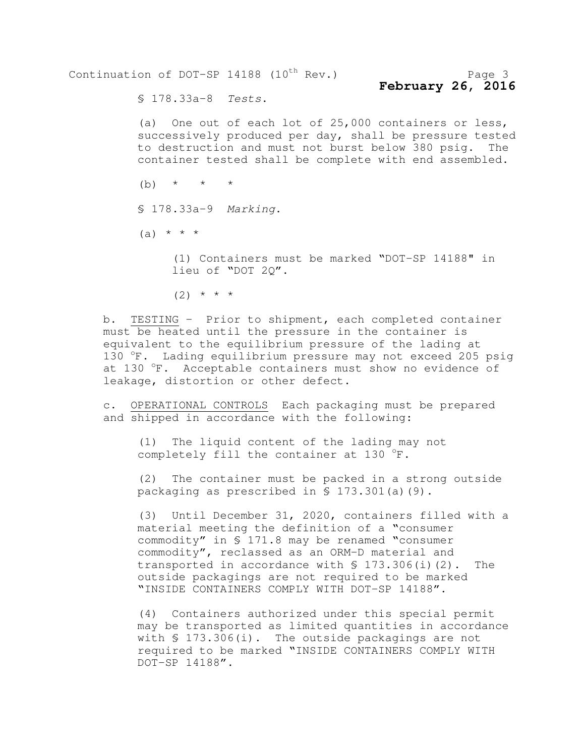§ 178.33a-8 *Tests*.

(a) One out of each lot of 25,000 containers or less, successively produced per day, shall be pressure tested to destruction and must not burst below 380 psig. The container tested shall be complete with end assembled.

(b) * * *

§ 178.33a-9 *Marking*.

(a) * * *

(1) Containers must be marked "DOT-SP 14188" in lieu of "DOT 2Q".

(2) * * *

b. <u>TESTING</u> - Prior to shipment, each completed container must be heated until the pressure in the container is equivalent to the equilibrium pressure of the lading at 130 °F. Lading equilibrium pressure may not exceed 205 psig at 130 °F. Acceptable containers must show no evidence of leakage, distortion or other defect.

c. <u>OPERATIONAL CONTROLS</u> Each packaging must be prepared and shipped in accordance with the following:

(1) The liquid content of the lading may not completely fill the container at 130 °F.

(2) The container must be packed in a strong outside packaging as prescribed in § 173.301(a)(9).

(3) Until December 31, 2020, containers filled with a material meeting the definition of a "consumer commodity" in § 171.8 may be renamed "consumer commodity", reclassed as an ORM-D material and transported in accordance with § 173.306(i)(2). The outside packagings are not required to be marked "INSIDE CONTAINERS COMPLY WITH DOT-SP 14188".

(4) Containers authorized under this special permit may be transported as limited quantities in accordance with § 173.306(i). The outside packagings are not required to be marked "INSIDE CONTAINERS COMPLY WITH DOT-SP 14188".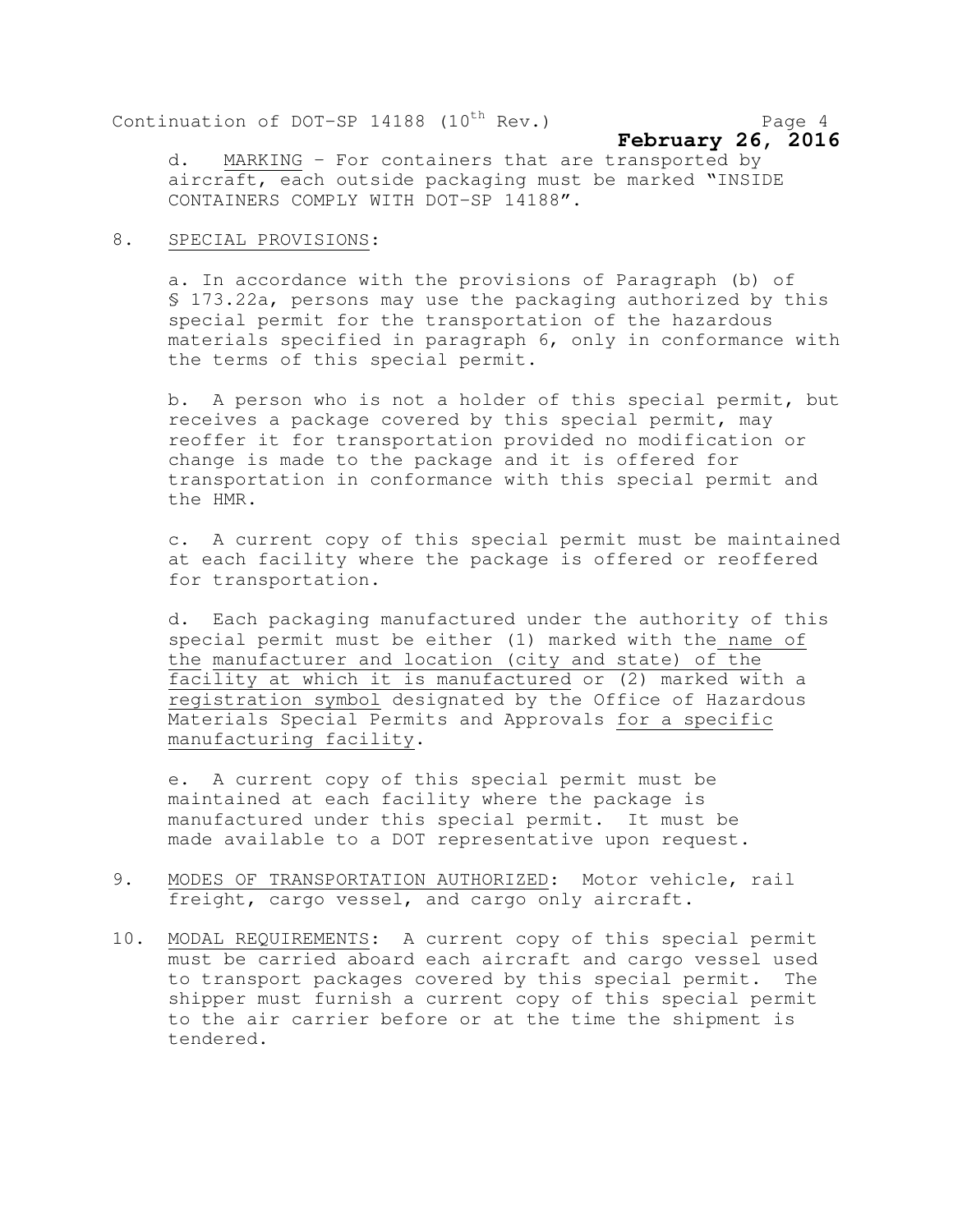d. MARKING – For containers that are transported by aircraft, each outside packaging must be marked "INSIDE CONTAINERS COMPLY WITH DOT-SP 14188".

8. SPECIAL PROVISIONS:

   a. In accordance with the provisions of Paragraph (b) of § 173.22a, persons may use the packaging authorized by this special permit for the transportation of the hazardous materials specified in paragraph 6, only in conformance with the terms of this special permit.

   b. A person who is not a holder of this special permit, but receives a package covered by this special permit, may reoffer it for transportation provided no modification or change is made to the package and it is offered for transportation in conformance with this special permit and the HMR.

   c. A current copy of this special permit must be maintained at each facility where the package is offered or reoffered for transportation.

   d. Each packaging manufactured under the authority of this special permit must be either (1) marked with the name of the manufacturer and location (city and state) of the facility at which it is manufactured or (2) marked with a registration symbol designated by the Office of Hazardous Materials Special Permits and Approvals for a specific manufacturing facility.

   e. A current copy of this special permit must be maintained at each facility where the package is manufactured under this special permit. It must be made available to a DOT representative upon request.

9. MODES OF TRANSPORTATION AUTHORIZED: Motor vehicle, rail freight, cargo vessel, and cargo only aircraft.

10. MODAL REQUIREMENTS: A current copy of this special permit must be carried aboard each aircraft and cargo vessel used to transport packages covered by this special permit. The shipper must furnish a current copy of this special permit to the air carrier before or at the time the shipment is tendered.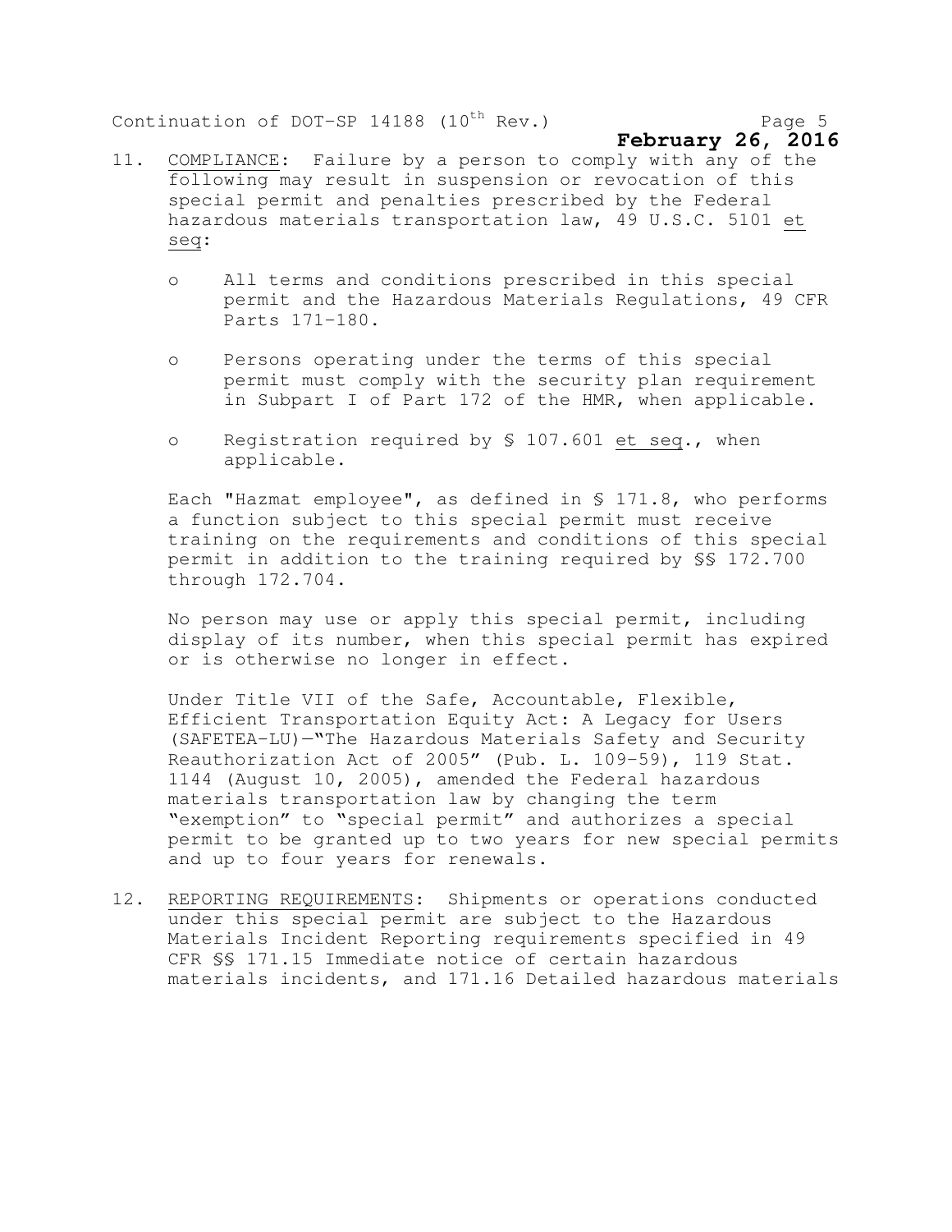11. COMPLIANCE: Failure by a person to comply with any of the following may result in suspension or revocation of this special permit and penalties prescribed by the Federal hazardous materials transportation law, 49 U.S.C. 5101 *et seq*:

    - All terms and conditions prescribed in this special permit and the Hazardous Materials Regulations, 49 CFR Parts 171-180.

    - Persons operating under the terms of this special permit must comply with the security plan requirement in Subpart I of Part 172 of the HMR, when applicable.

    - Registration required by § 107.601 *et seq*., when applicable.

    Each "Hazmat employee", as defined in § 171.8, who performs a function subject to this special permit must receive training on the requirements and conditions of this special permit in addition to the training required by §§ 172.700 through 172.704.

    No person may use or apply this special permit, including display of its number, when this special permit has expired or is otherwise no longer in effect.

    Under Title VII of the Safe, Accountable, Flexible, Efficient Transportation Equity Act: A Legacy for Users (SAFETEA-LU)—"The Hazardous Materials Safety and Security Reauthorization Act of 2005" (Pub. L. 109-59), 119 Stat. 1144 (August 10, 2005), amended the Federal hazardous materials transportation law by changing the term "exemption" to "special permit" and authorizes a special permit to be granted up to two years for new special permits and up to four years for renewals.

12. REPORTING REQUIREMENTS: Shipments or operations conducted under this special permit are subject to the Hazardous Materials Incident Reporting requirements specified in 49 CFR §§ 171.15 Immediate notice of certain hazardous materials incidents, and 171.16 Detailed hazardous materials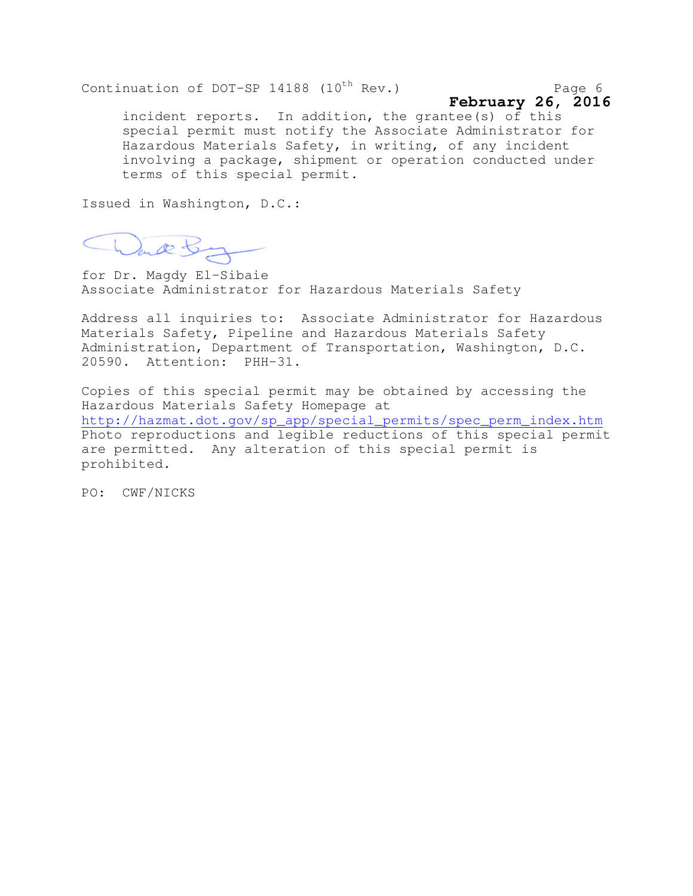incident reports. In addition, the grantee(s) of this special permit must notify the Associate Administrator for Hazardous Materials Safety, in writing, of any incident involving a package, shipment or operation conducted under terms of this special permit.

Issued in Washington, D.C.:

for Dr. Magdy El-Sibaie
Associate Administrator for Hazardous Materials Safety

Address all inquiries to: Associate Administrator for Hazardous Materials Safety, Pipeline and Hazardous Materials Safety Administration, Department of Transportation, Washington, D.C. 20590. Attention: PHH-31.

Copies of this special permit may be obtained by accessing the Hazardous Materials Safety Homepage at http://hazmat.dot.gov/sp_app/special_permits/spec_perm_index.htm
Photo reproductions and legible reductions of this special permit are permitted. Any alteration of this special permit is prohibited.

PO: CWF/NICKS